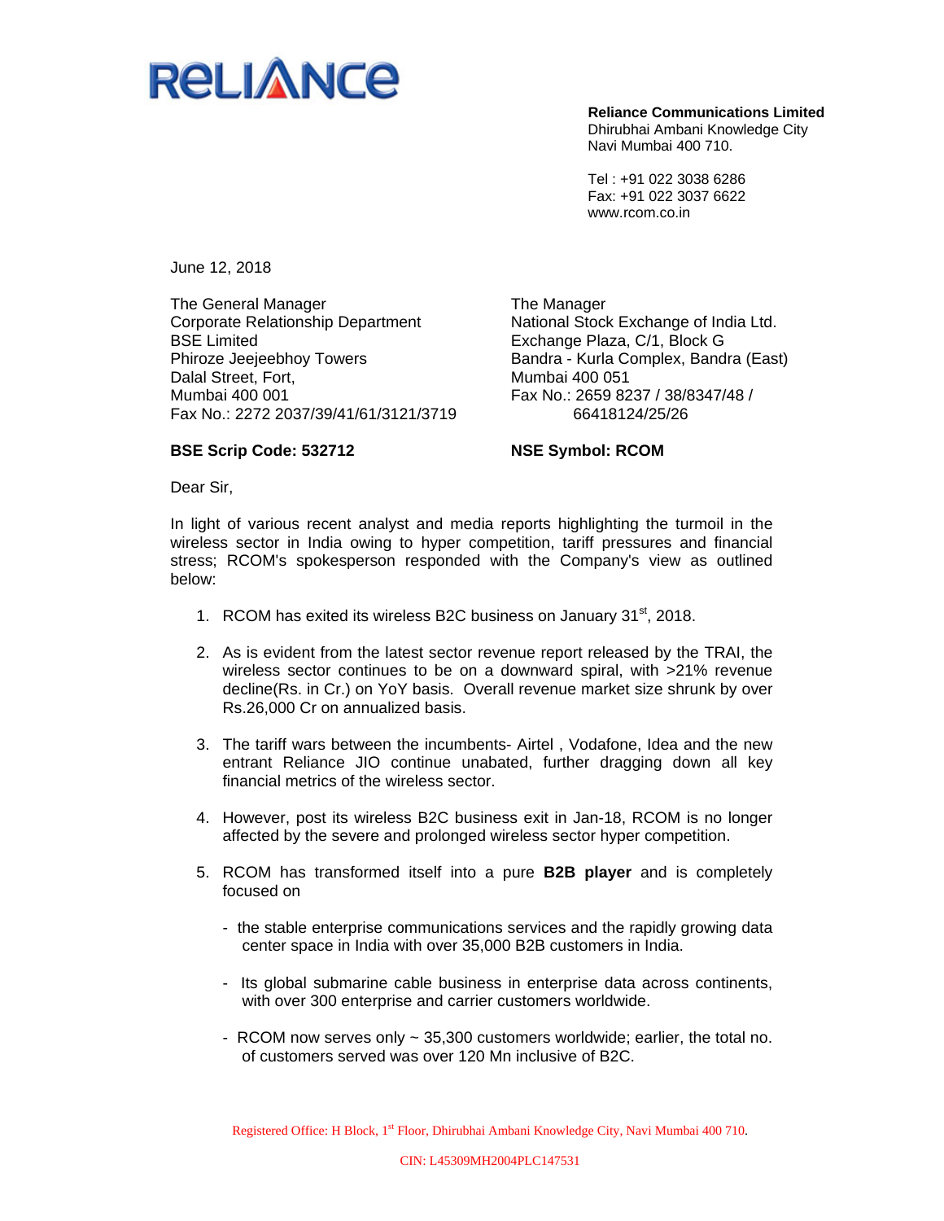RELIANCE

**Reliance Communications Limited**
Dhirubhai Ambani Knowledge City
Navi Mumbai 400 710.

Tel : +91 022 3038 6286
Fax: +91 022 3037 6622
www.rcom.co.in

June 12, 2018

The General Manager
Corporate Relationship Department
BSE Limited
Phiroze Jeejeebhoy Towers
Dalal Street, Fort,
Mumbai 400 001
Fax No.: 2272 2037/39/41/61/3121/3719

The Manager
National Stock Exchange of India Ltd.
Exchange Plaza, C/1, Block G
Bandra - Kurla Complex, Bandra (East)
Mumbai 400 051
Fax No.: 2659 8237 / 38/8347/48 / 66418124/25/26

**BSE Scrip Code: 532712**

**NSE Symbol: RCOM**

Dear Sir,

In light of various recent analyst and media reports highlighting the turmoil in the wireless sector in India owing to hyper competition, tariff pressures and financial stress; RCOM's spokesperson responded with the Company's view as outlined below:

1. RCOM has exited its wireless B2C business on January 31st, 2018.

2. As is evident from the latest sector revenue report released by the TRAI, the wireless sector continues to be on a downward spiral, with >21% revenue decline(Rs. in Cr.) on YoY basis. Overall revenue market size shrunk by over Rs.26,000 Cr on annualized basis.

3. The tariff wars between the incumbents- Airtel , Vodafone, Idea and the new entrant Reliance JIO continue unabated, further dragging down all key financial metrics of the wireless sector.

4. However, post its wireless B2C business exit in Jan-18, RCOM is no longer affected by the severe and prolonged wireless sector hyper competition.

5. RCOM has transformed itself into a pure **B2B player** and is completely focused on

   - the stable enterprise communications services and the rapidly growing data center space in India with over 35,000 B2B customers in India.

   - Its global submarine cable business in enterprise data across continents, with over 300 enterprise and carrier customers worldwide.

   - RCOM now serves only ~ 35,300 customers worldwide; earlier, the total no. of customers served was over 120 Mn inclusive of B2C.

Registered Office: H Block, 1st Floor, Dhirubhai Ambani Knowledge City, Navi Mumbai 400 710.

CIN: L45309MH2004PLC147531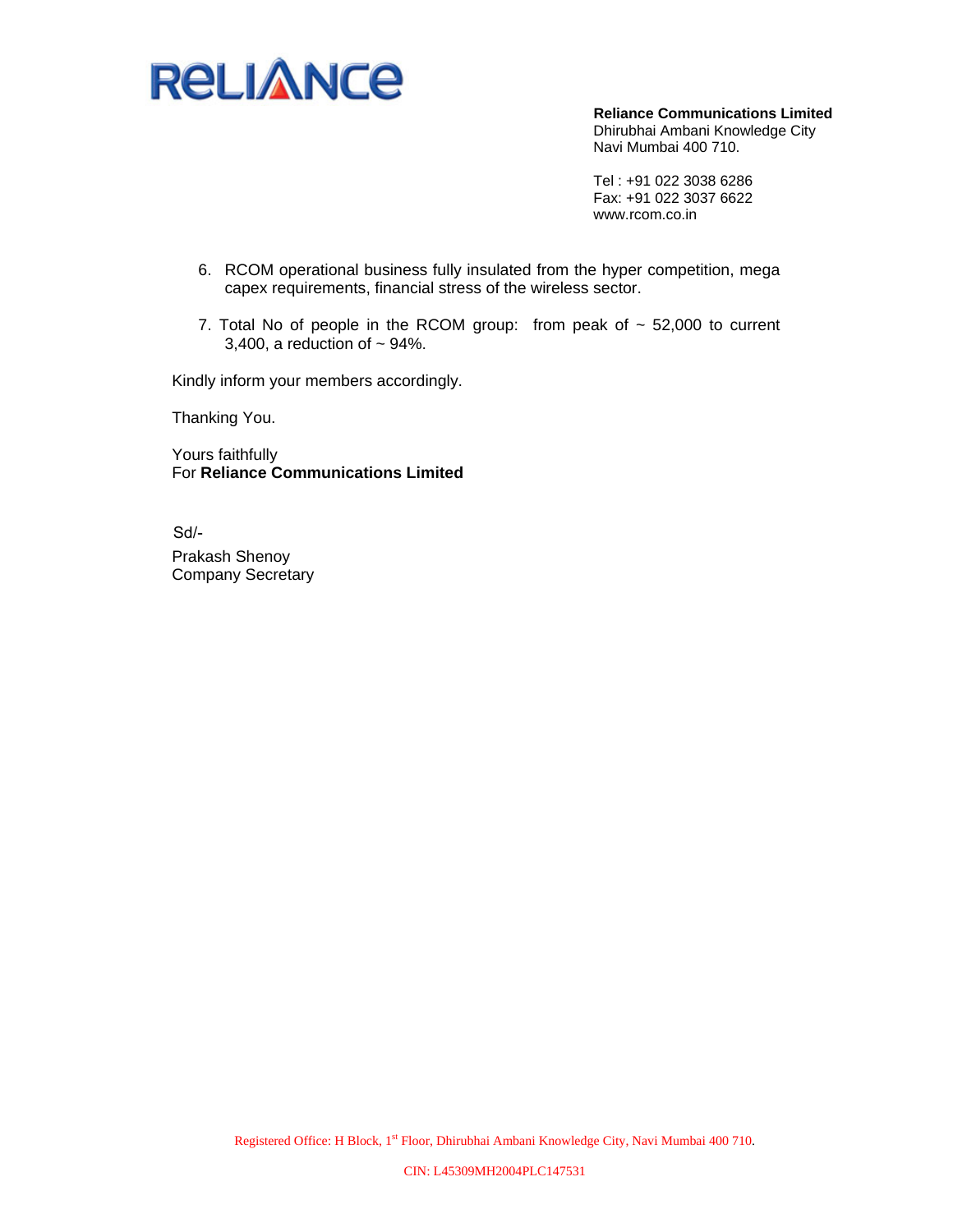**Reliance Communications Limited**
Dhirubhai Ambani Knowledge City
Navi Mumbai 400 710.

Tel : +91 022 3038 6286
Fax: +91 022 3037 6622
www.rcom.co.in

6. RCOM operational business fully insulated from the hyper competition, mega capex requirements, financial stress of the wireless sector.

7. Total No of people in the RCOM group: from peak of ~ 52,000 to current 3,400, a reduction of ~ 94%.

Kindly inform your members accordingly.

Thanking You.

Yours faithfully
For **Reliance Communications Limited**

Sd/-
Prakash Shenoy
Company Secretary

Registered Office: H Block, 1st Floor, Dhirubhai Ambani Knowledge City, Navi Mumbai 400 710.

CIN: L45309MH2004PLC147531